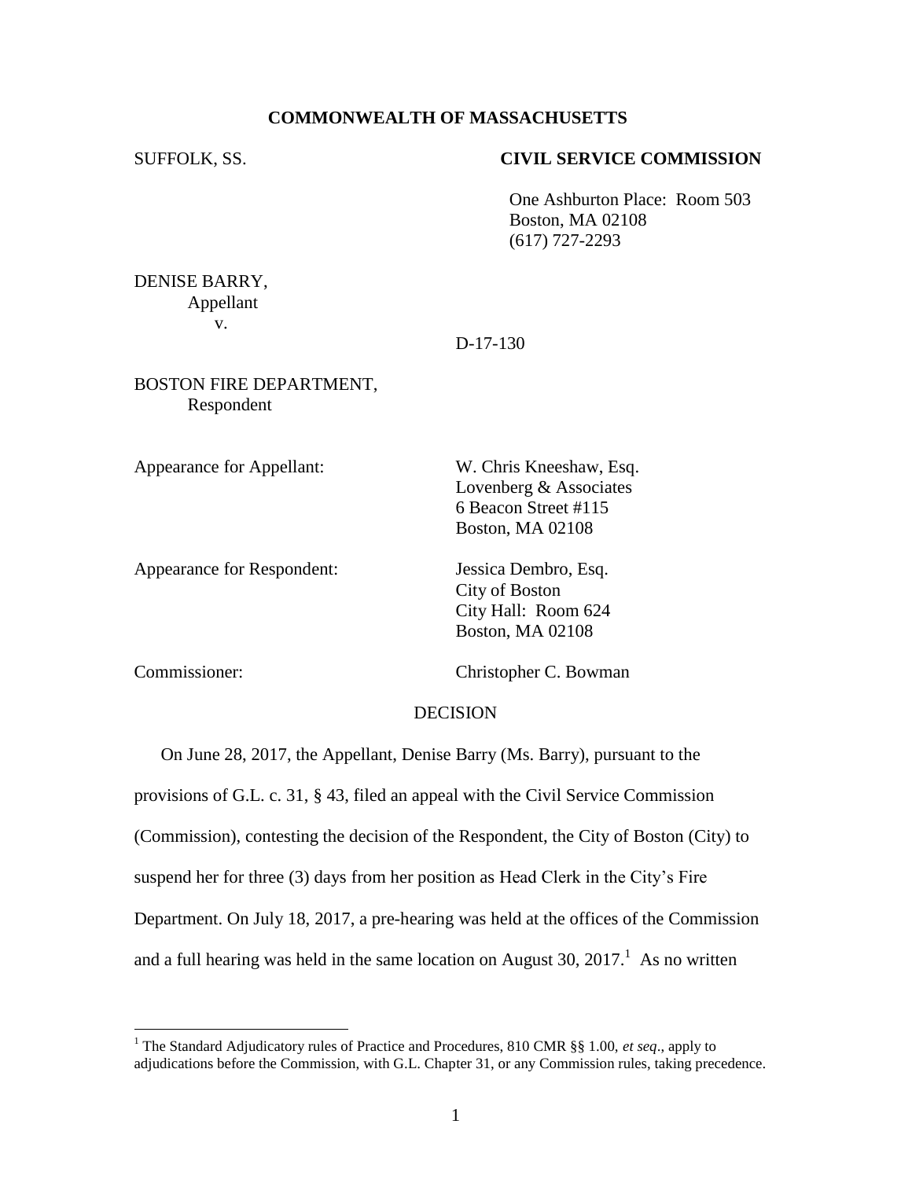**COMMONWEALTH OF MASSACHUSETTS**

SUFFOLK, SS. **CIVIL SERVICE COMMISSION**

One Ashburton Place: Room 503
Boston, MA 02108
(617) 727-2293

DENISE BARRY,
Appellant
v.

D-17-130

BOSTON FIRE DEPARTMENT,
Respondent

Appearance for Appellant: W. Chris Kneeshaw, Esq.
Lovenberg & Associates
6 Beacon Street #115
Boston, MA 02108

Appearance for Respondent: Jessica Dembro, Esq.
City of Boston
City Hall: Room 624
Boston, MA 02108

Commissioner: Christopher C. Bowman

DECISION

On June 28, 2017, the Appellant, Denise Barry (Ms. Barry), pursuant to the provisions of G.L. c. 31, § 43, filed an appeal with the Civil Service Commission (Commission), contesting the decision of the Respondent, the City of Boston (City) to suspend her for three (3) days from her position as Head Clerk in the City's Fire Department. On July 18, 2017, a pre-hearing was held at the offices of the Commission and a full hearing was held in the same location on August 30, 2017.[1] As no written

[1] The Standard Adjudicatory rules of Practice and Procedures, 810 CMR §§ 1.00, *et seq*., apply to adjudications before the Commission, with G.L. Chapter 31, or any Commission rules, taking precedence.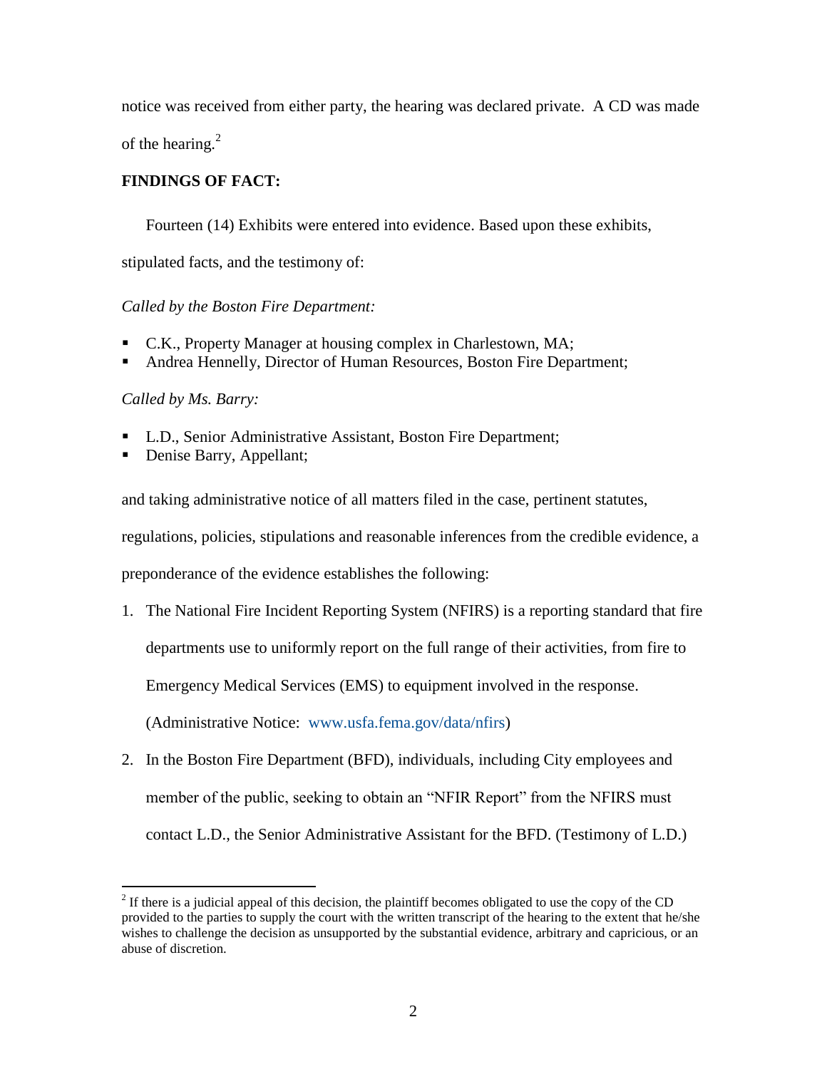notice was received from either party, the hearing was declared private. A CD was made of the hearing.[2]

**FINDINGS OF FACT:**

Fourteen (14) Exhibits were entered into evidence. Based upon these exhibits, stipulated facts, and the testimony of:

*Called by the Boston Fire Department:*

- C.K., Property Manager at housing complex in Charlestown, MA;
- Andrea Hennelly, Director of Human Resources, Boston Fire Department;

*Called by Ms. Barry:*

- L.D., Senior Administrative Assistant, Boston Fire Department;
- Denise Barry, Appellant;

and taking administrative notice of all matters filed in the case, pertinent statutes, regulations, policies, stipulations and reasonable inferences from the credible evidence, a preponderance of the evidence establishes the following:

1. The National Fire Incident Reporting System (NFIRS) is a reporting standard that fire departments use to uniformly report on the full range of their activities, from fire to Emergency Medical Services (EMS) to equipment involved in the response. (Administrative Notice: www.usfa.fema.gov/data/nfirs)
2. In the Boston Fire Department (BFD), individuals, including City employees and member of the public, seeking to obtain an "NFIR Report" from the NFIRS must contact L.D., the Senior Administrative Assistant for the BFD. (Testimony of L.D.)

---

[2] If there is a judicial appeal of this decision, the plaintiff becomes obligated to use the copy of the CD provided to the parties to supply the court with the written transcript of the hearing to the extent that he/she wishes to challenge the decision as unsupported by the substantial evidence, arbitrary and capricious, or an abuse of discretion.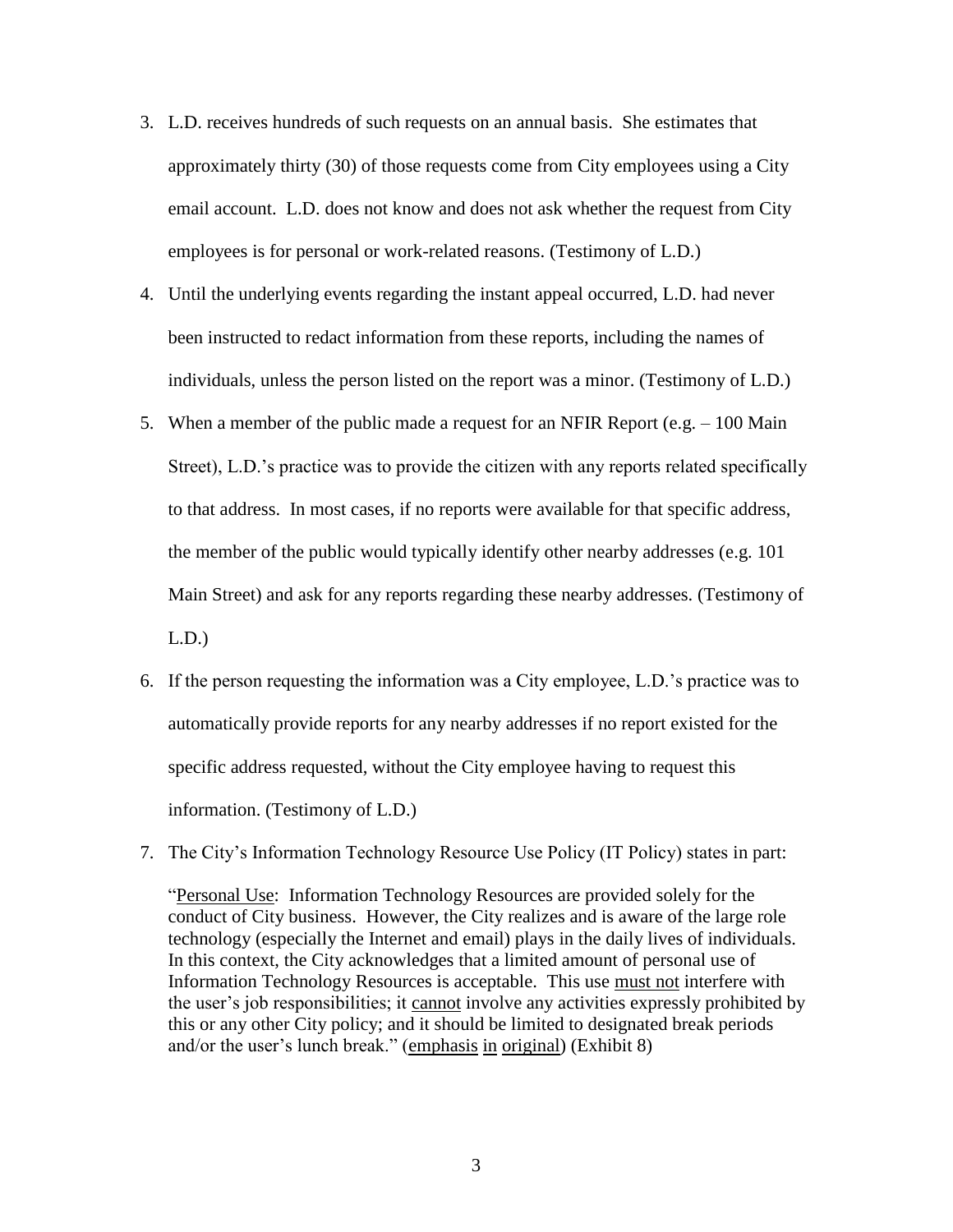3. L.D. receives hundreds of such requests on an annual basis. She estimates that approximately thirty (30) of those requests come from City employees using a City email account. L.D. does not know and does not ask whether the request from City employees is for personal or work-related reasons. (Testimony of L.D.)

4. Until the underlying events regarding the instant appeal occurred, L.D. had never been instructed to redact information from these reports, including the names of individuals, unless the person listed on the report was a minor. (Testimony of L.D.)

5. When a member of the public made a request for an NFIR Report (e.g. – 100 Main Street), L.D.'s practice was to provide the citizen with any reports related specifically to that address. In most cases, if no reports were available for that specific address, the member of the public would typically identify other nearby addresses (e.g. 101 Main Street) and ask for any reports regarding these nearby addresses. (Testimony of L.D.)

6. If the person requesting the information was a City employee, L.D.'s practice was to automatically provide reports for any nearby addresses if no report existed for the specific address requested, without the City employee having to request this information. (Testimony of L.D.)

7. The City's Information Technology Resource Use Policy (IT Policy) states in part:

   "Personal Use: Information Technology Resources are provided solely for the conduct of City business. However, the City realizes and is aware of the large role technology (especially the Internet and email) plays in the daily lives of individuals. In this context, the City acknowledges that a limited amount of personal use of Information Technology Resources is acceptable. This use must not interfere with the user's job responsibilities; it cannot involve any activities expressly prohibited by this or any other City policy; and it should be limited to designated break periods and/or the user's lunch break." (emphasis in original) (Exhibit 8)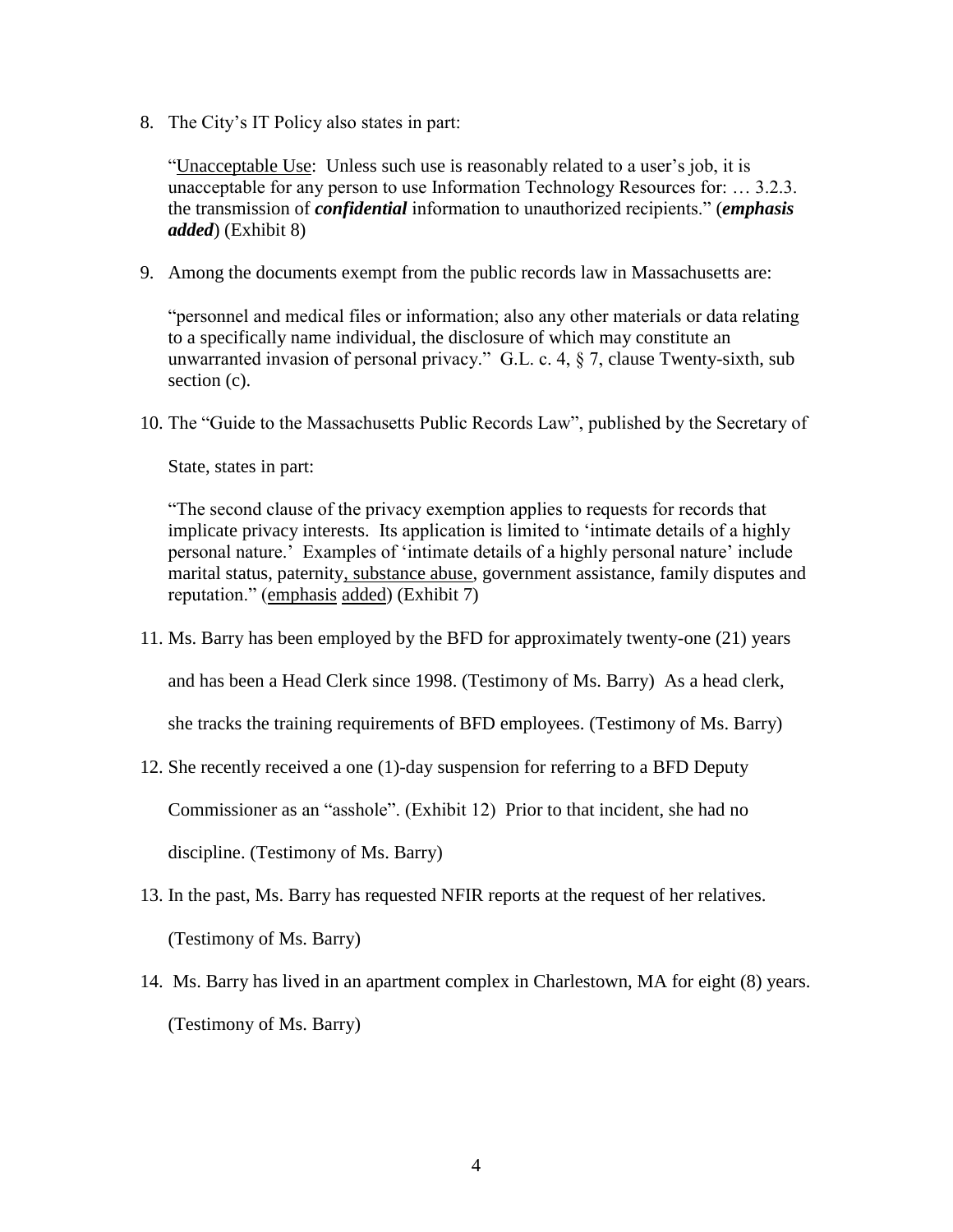8. The City's IT Policy also states in part:

   "Unacceptable Use: Unless such use is reasonably related to a user's job, it is unacceptable for any person to use Information Technology Resources for: … 3.2.3. the transmission of ***confidential*** information to unauthorized recipients." (***emphasis added***) (Exhibit 8)

9. Among the documents exempt from the public records law in Massachusetts are:

   "personnel and medical files or information; also any other materials or data relating to a specifically name individual, the disclosure of which may constitute an unwarranted invasion of personal privacy." G.L. c. 4, § 7, clause Twenty-sixth, sub section (c).

10. The "Guide to the Massachusetts Public Records Law", published by the Secretary of State, states in part:

    "The second clause of the privacy exemption applies to requests for records that implicate privacy interests. Its application is limited to 'intimate details of a highly personal nature.' Examples of 'intimate details of a highly personal nature' include marital status, paternity, substance abuse, government assistance, family disputes and reputation." (emphasis added) (Exhibit 7)

11. Ms. Barry has been employed by the BFD for approximately twenty-one (21) years and has been a Head Clerk since 1998. (Testimony of Ms. Barry) As a head clerk, she tracks the training requirements of BFD employees. (Testimony of Ms. Barry)

12. She recently received a one (1)-day suspension for referring to a BFD Deputy Commissioner as an "asshole". (Exhibit 12) Prior to that incident, she had no discipline. (Testimony of Ms. Barry)

13. In the past, Ms. Barry has requested NFIR reports at the request of her relatives. (Testimony of Ms. Barry)

14. Ms. Barry has lived in an apartment complex in Charlestown, MA for eight (8) years. (Testimony of Ms. Barry)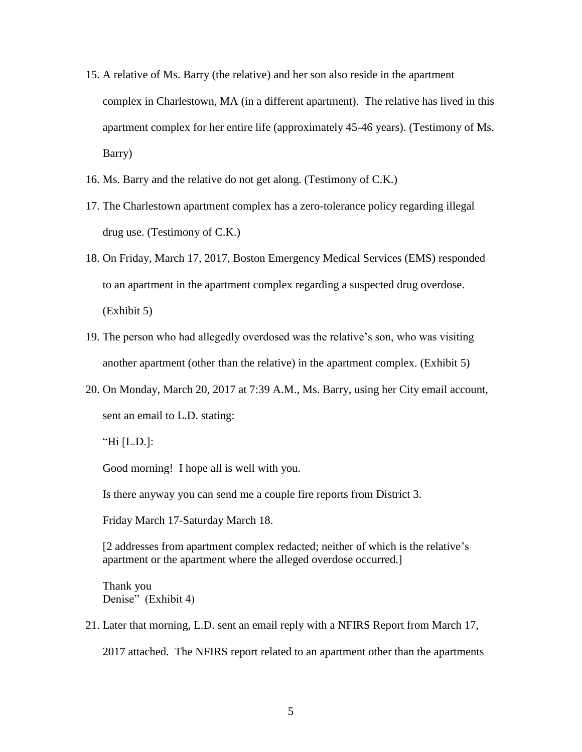15. A relative of Ms. Barry (the relative) and her son also reside in the apartment complex in Charlestown, MA (in a different apartment). The relative has lived in this apartment complex for her entire life (approximately 45-46 years). (Testimony of Ms. Barry)

16. Ms. Barry and the relative do not get along. (Testimony of C.K.)

17. The Charlestown apartment complex has a zero-tolerance policy regarding illegal drug use. (Testimony of C.K.)

18. On Friday, March 17, 2017, Boston Emergency Medical Services (EMS) responded to an apartment in the apartment complex regarding a suspected drug overdose. (Exhibit 5)

19. The person who had allegedly overdosed was the relative's son, who was visiting another apartment (other than the relative) in the apartment complex. (Exhibit 5)

20. On Monday, March 20, 2017 at 7:39 A.M., Ms. Barry, using her City email account, sent an email to L.D. stating:

    "Hi [L.D.]:

    Good morning! I hope all is well with you.

    Is there anyway you can send me a couple fire reports from District 3.

    Friday March 17-Saturday March 18.

    [2 addresses from apartment complex redacted; neither of which is the relative's apartment or the apartment where the alleged overdose occurred.]

    Thank you
    Denise" (Exhibit 4)

21. Later that morning, L.D. sent an email reply with a NFIRS Report from March 17, 2017 attached. The NFIRS report related to an apartment other than the apartments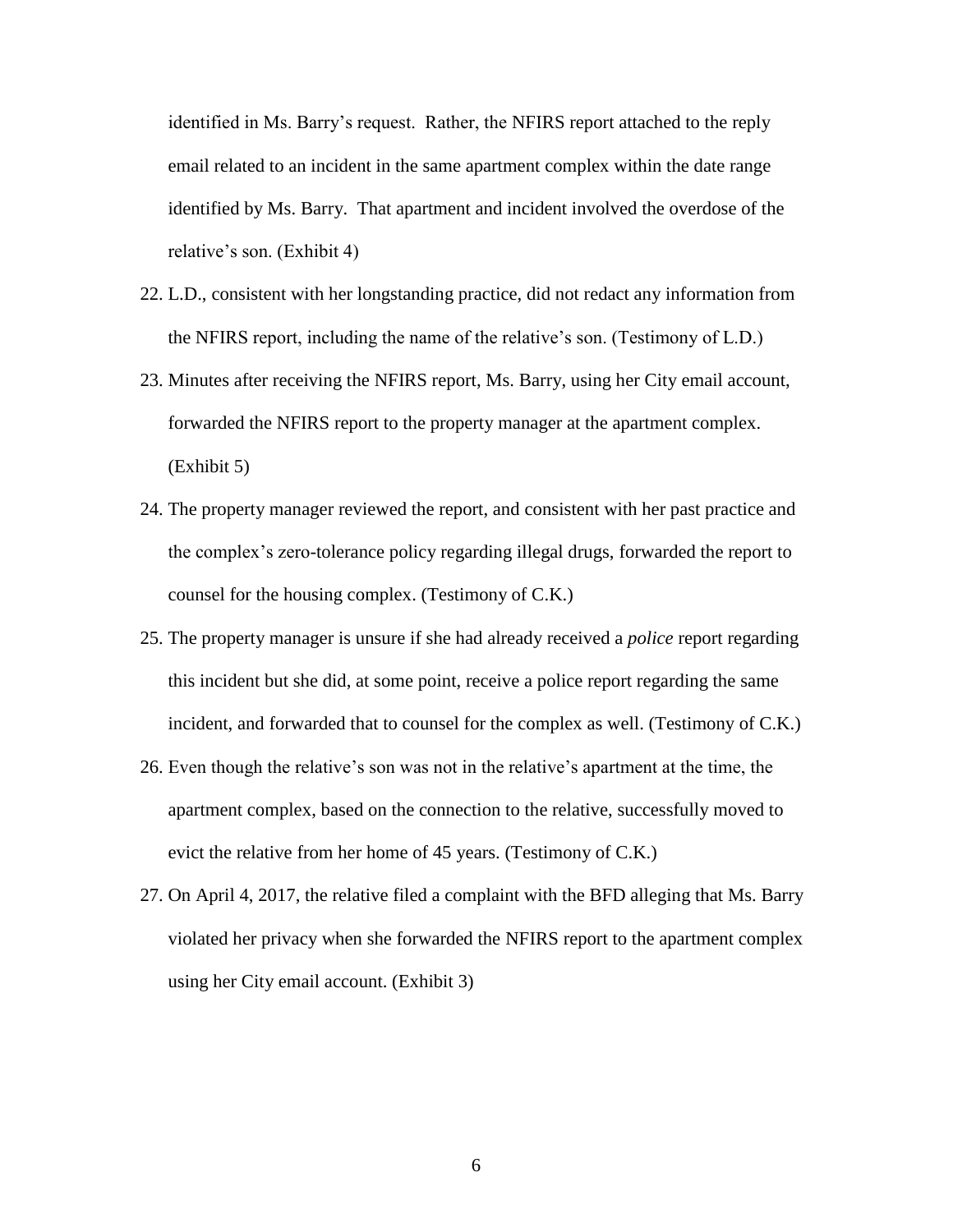identified in Ms. Barry's request. Rather, the NFIRS report attached to the reply email related to an incident in the same apartment complex within the date range identified by Ms. Barry. That apartment and incident involved the overdose of the relative's son. (Exhibit 4)

22. L.D., consistent with her longstanding practice, did not redact any information from the NFIRS report, including the name of the relative's son. (Testimony of L.D.)
23. Minutes after receiving the NFIRS report, Ms. Barry, using her City email account, forwarded the NFIRS report to the property manager at the apartment complex. (Exhibit 5)
24. The property manager reviewed the report, and consistent with her past practice and the complex's zero-tolerance policy regarding illegal drugs, forwarded the report to counsel for the housing complex. (Testimony of C.K.)
25. The property manager is unsure if she had already received a *police* report regarding this incident but she did, at some point, receive a police report regarding the same incident, and forwarded that to counsel for the complex as well. (Testimony of C.K.)
26. Even though the relative's son was not in the relative's apartment at the time, the apartment complex, based on the connection to the relative, successfully moved to evict the relative from her home of 45 years. (Testimony of C.K.)
27. On April 4, 2017, the relative filed a complaint with the BFD alleging that Ms. Barry violated her privacy when she forwarded the NFIRS report to the apartment complex using her City email account. (Exhibit 3)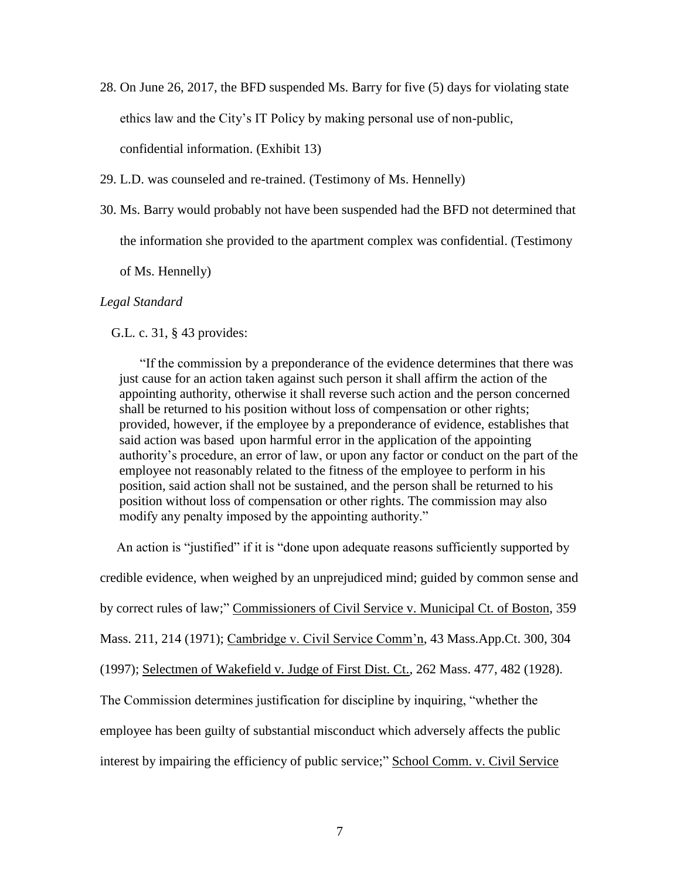28. On June 26, 2017, the BFD suspended Ms. Barry for five (5) days for violating state ethics law and the City's IT Policy by making personal use of non-public, confidential information. (Exhibit 13)

29. L.D. was counseled and re-trained. (Testimony of Ms. Hennelly)

30. Ms. Barry would probably not have been suspended had the BFD not determined that the information she provided to the apartment complex was confidential. (Testimony of Ms. Hennelly)

*Legal Standard*

G.L. c. 31, § 43 provides:

> "If the commission by a preponderance of the evidence determines that there was just cause for an action taken against such person it shall affirm the action of the appointing authority, otherwise it shall reverse such action and the person concerned shall be returned to his position without loss of compensation or other rights; provided, however, if the employee by a preponderance of evidence, establishes that said action was based upon harmful error in the application of the appointing authority's procedure, an error of law, or upon any factor or conduct on the part of the employee not reasonably related to the fitness of the employee to perform in his position, said action shall not be sustained, and the person shall be returned to his position without loss of compensation or other rights. The commission may also modify any penalty imposed by the appointing authority."

An action is "justified" if it is "done upon adequate reasons sufficiently supported by credible evidence, when weighed by an unprejudiced mind; guided by common sense and by correct rules of law;" Commissioners of Civil Service v. Municipal Ct. of Boston, 359 Mass. 211, 214 (1971); Cambridge v. Civil Service Comm'n, 43 Mass.App.Ct. 300, 304 (1997); Selectmen of Wakefield v. Judge of First Dist. Ct., 262 Mass. 477, 482 (1928). The Commission determines justification for discipline by inquiring, "whether the employee has been guilty of substantial misconduct which adversely affects the public interest by impairing the efficiency of public service;" School Comm. v. Civil Service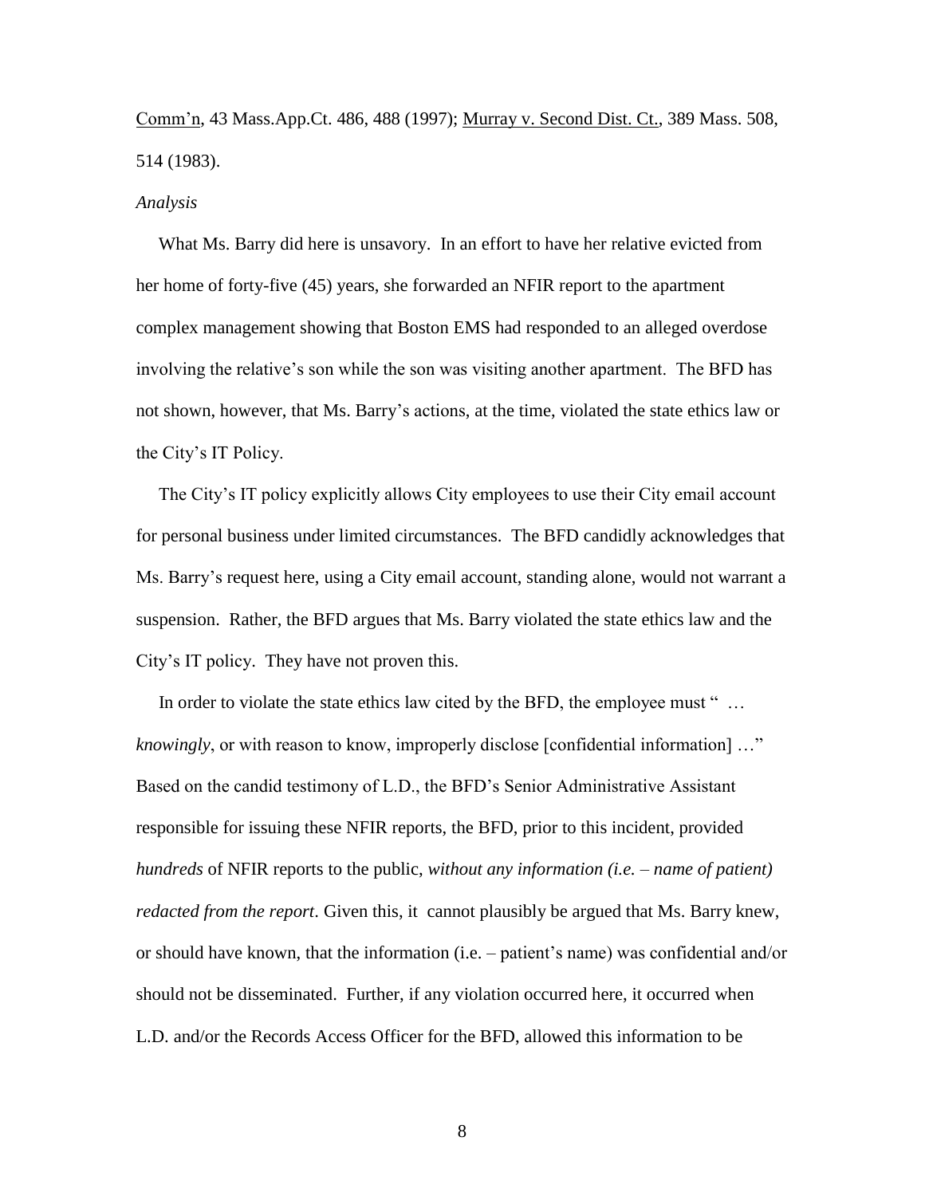Comm'n, 43 Mass.App.Ct. 486, 488 (1997); Murray v. Second Dist. Ct., 389 Mass. 508, 514 (1983).

*Analysis*

What Ms. Barry did here is unsavory. In an effort to have her relative evicted from her home of forty-five (45) years, she forwarded an NFIR report to the apartment complex management showing that Boston EMS had responded to an alleged overdose involving the relative's son while the son was visiting another apartment. The BFD has not shown, however, that Ms. Barry's actions, at the time, violated the state ethics law or the City's IT Policy.

The City's IT policy explicitly allows City employees to use their City email account for personal business under limited circumstances. The BFD candidly acknowledges that Ms. Barry's request here, using a City email account, standing alone, would not warrant a suspension. Rather, the BFD argues that Ms. Barry violated the state ethics law and the City's IT policy. They have not proven this.

In order to violate the state ethics law cited by the BFD, the employee must " … *knowingly*, or with reason to know, improperly disclose [confidential information] …" Based on the candid testimony of L.D., the BFD's Senior Administrative Assistant responsible for issuing these NFIR reports, the BFD, prior to this incident, provided *hundreds* of NFIR reports to the public, *without any information (i.e. – name of patient) redacted from the report*. Given this, it cannot plausibly be argued that Ms. Barry knew, or should have known, that the information (i.e. – patient's name) was confidential and/or should not be disseminated. Further, if any violation occurred here, it occurred when L.D. and/or the Records Access Officer for the BFD, allowed this information to be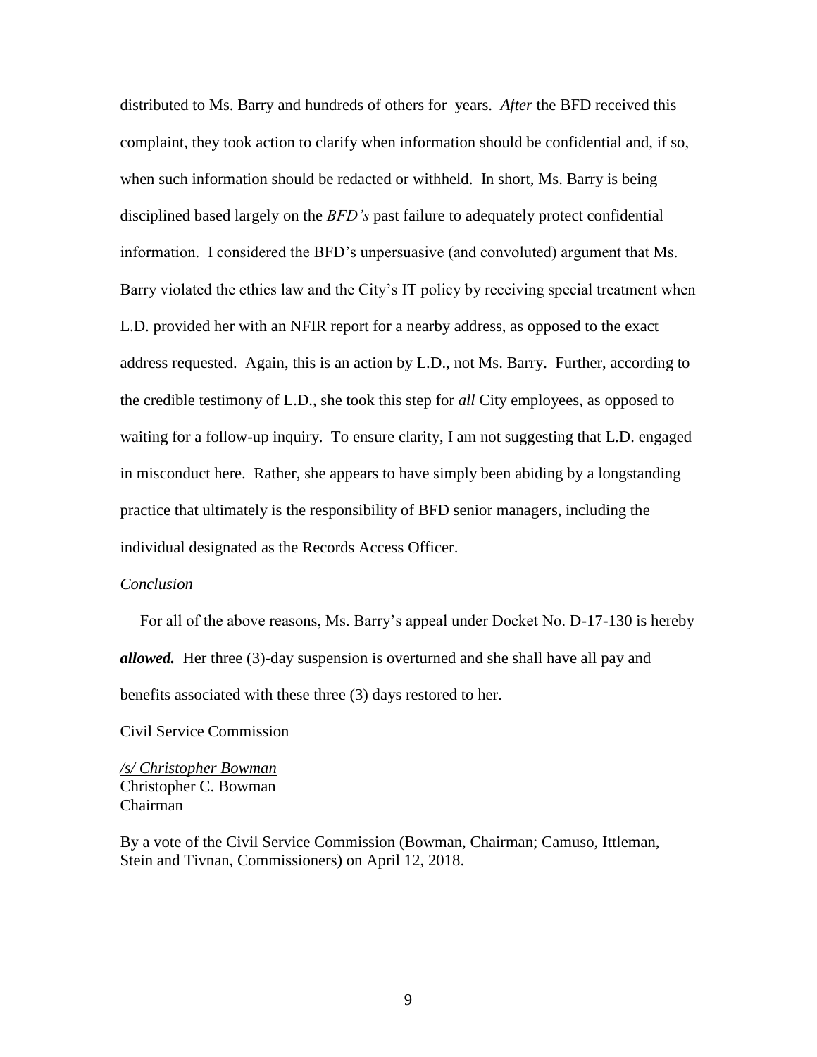distributed to Ms. Barry and hundreds of others for years. *After* the BFD received this complaint, they took action to clarify when information should be confidential and, if so, when such information should be redacted or withheld. In short, Ms. Barry is being disciplined based largely on the *BFD's* past failure to adequately protect confidential information. I considered the BFD's unpersuasive (and convoluted) argument that Ms. Barry violated the ethics law and the City's IT policy by receiving special treatment when L.D. provided her with an NFIR report for a nearby address, as opposed to the exact address requested. Again, this is an action by L.D., not Ms. Barry. Further, according to the credible testimony of L.D., she took this step for *all* City employees, as opposed to waiting for a follow-up inquiry. To ensure clarity, I am not suggesting that L.D. engaged in misconduct here. Rather, she appears to have simply been abiding by a longstanding practice that ultimately is the responsibility of BFD senior managers, including the individual designated as the Records Access Officer.

*Conclusion*

For all of the above reasons, Ms. Barry's appeal under Docket No. D-17-130 is hereby ***allowed.*** Her three (3)-day suspension is overturned and she shall have all pay and benefits associated with these three (3) days restored to her.

Civil Service Commission

*/s/ Christopher Bowman*
Christopher C. Bowman
Chairman

By a vote of the Civil Service Commission (Bowman, Chairman; Camuso, Ittleman, Stein and Tivnan, Commissioners) on April 12, 2018.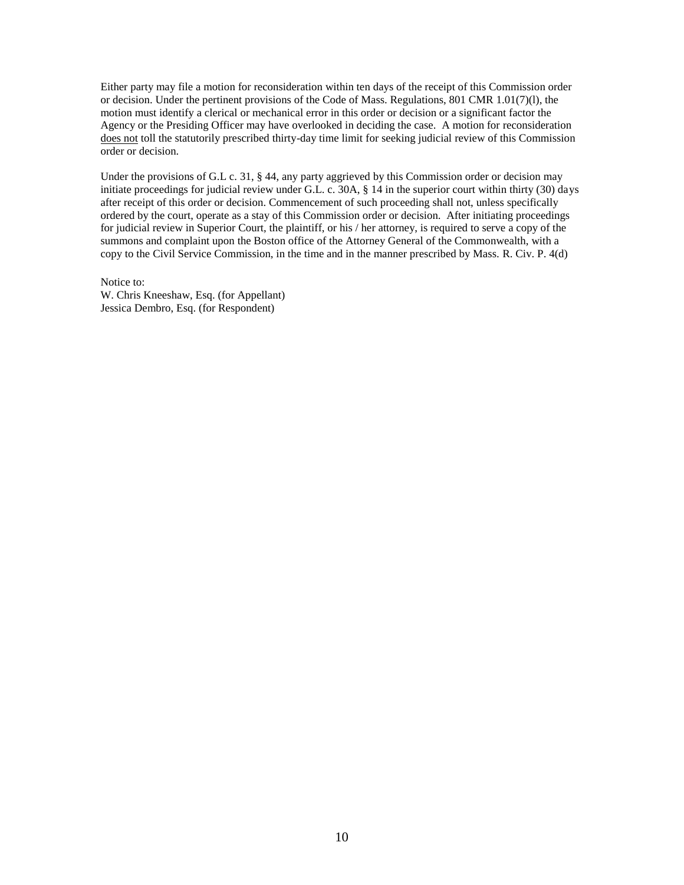Either party may file a motion for reconsideration within ten days of the receipt of this Commission order or decision. Under the pertinent provisions of the Code of Mass. Regulations, 801 CMR 1.01(7)(l), the motion must identify a clerical or mechanical error in this order or decision or a significant factor the Agency or the Presiding Officer may have overlooked in deciding the case. A motion for reconsideration does not toll the statutorily prescribed thirty-day time limit for seeking judicial review of this Commission order or decision.

Under the provisions of G.L c. 31, § 44, any party aggrieved by this Commission order or decision may initiate proceedings for judicial review under G.L. c. 30A, § 14 in the superior court within thirty (30) days after receipt of this order or decision. Commencement of such proceeding shall not, unless specifically ordered by the court, operate as a stay of this Commission order or decision. After initiating proceedings for judicial review in Superior Court, the plaintiff, or his / her attorney, is required to serve a copy of the summons and complaint upon the Boston office of the Attorney General of the Commonwealth, with a copy to the Civil Service Commission, in the time and in the manner prescribed by Mass. R. Civ. P. 4(d)

Notice to:
W. Chris Kneeshaw, Esq. (for Appellant)
Jessica Dembro, Esq. (for Respondent)